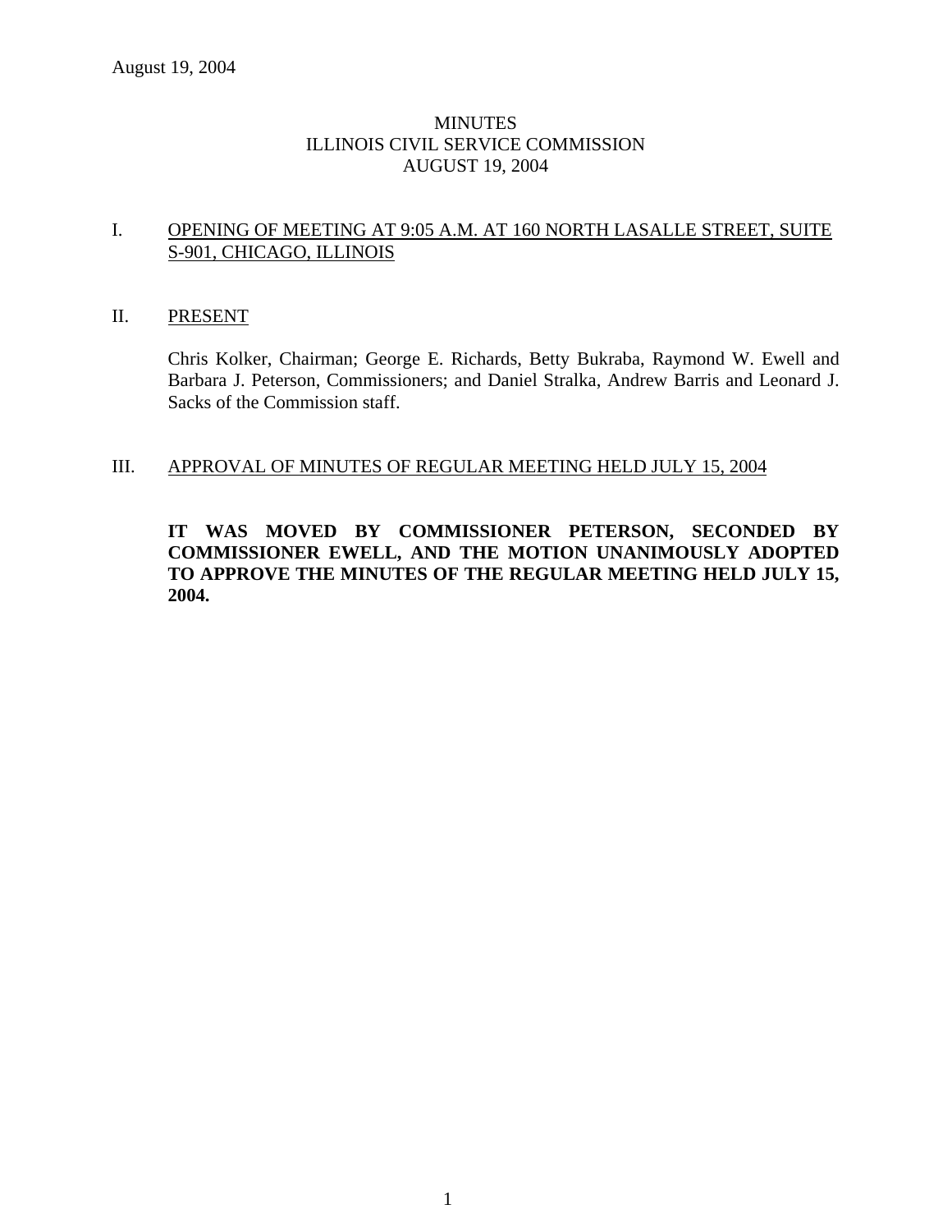August 19, 2004

# MINUTES
# ILLINOIS CIVIL SERVICE COMMISSION
# AUGUST 19, 2004

## I. OPENING OF MEETING AT 9:05 A.M. AT 160 NORTH LASALLE STREET, SUITE S-901, CHICAGO, ILLINOIS

## II. PRESENT

Chris Kolker, Chairman; George E. Richards, Betty Bukraba, Raymond W. Ewell and Barbara J. Peterson, Commissioners; and Daniel Stralka, Andrew Barris and Leonard J. Sacks of the Commission staff.

## III. APPROVAL OF MINUTES OF REGULAR MEETING HELD JULY 15, 2004

**IT WAS MOVED BY COMMISSIONER PETERSON, SECONDED BY COMMISSIONER EWELL, AND THE MOTION UNANIMOUSLY ADOPTED TO APPROVE THE MINUTES OF THE REGULAR MEETING HELD JULY 15, 2004.**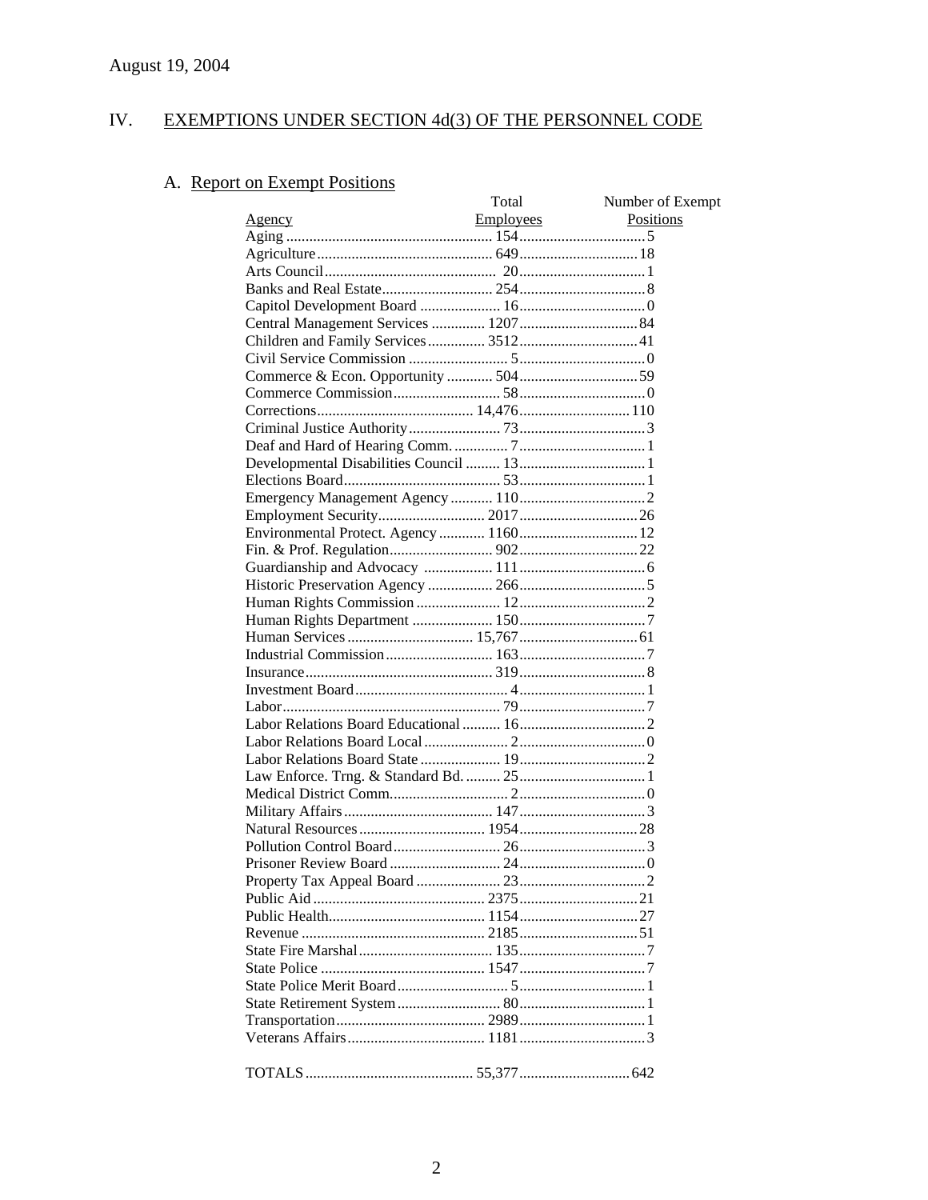August 19, 2004

## IV. EXEMPTIONS UNDER SECTION 4d(3) OF THE PERSONNEL CODE

### A. Report on Exempt Positions

| Agency | Total Employees | Number of Exempt Positions |
|---|---|---|
| Aging | 154 | 5 |
| Agriculture | 649 | 18 |
| Arts Council | 20 | 1 |
| Banks and Real Estate | 254 | 8 |
| Capitol Development Board | 16 | 0 |
| Central Management Services | 1207 | 84 |
| Children and Family Services | 3512 | 41 |
| Civil Service Commission | 5 | 0 |
| Commerce & Econ. Opportunity | 504 | 59 |
| Commerce Commission | 58 | 0 |
| Corrections | 14,476 | 110 |
| Criminal Justice Authority | 73 | 3 |
| Deaf and Hard of Hearing Comm. | 7 | 1 |
| Developmental Disabilities Council | 13 | 1 |
| Elections Board | 53 | 1 |
| Emergency Management Agency | 110 | 2 |
| Employment Security | 2017 | 26 |
| Environmental Protect. Agency | 1160 | 12 |
| Fin. & Prof. Regulation | 902 | 22 |
| Guardianship and Advocacy | 111 | 6 |
| Historic Preservation Agency | 266 | 5 |
| Human Rights Commission | 12 | 2 |
| Human Rights Department | 150 | 7 |
| Human Services | 15,767 | 61 |
| Industrial Commission | 163 | 7 |
| Insurance | 319 | 8 |
| Investment Board | 4 | 1 |
| Labor | 79 | 7 |
| Labor Relations Board Educational | 16 | 2 |
| Labor Relations Board Local | 2 | 0 |
| Labor Relations Board State | 19 | 2 |
| Law Enforce. Trng. & Standard Bd. | 25 | 1 |
| Medical District Comm. | 2 | 0 |
| Military Affairs | 147 | 3 |
| Natural Resources | 1954 | 28 |
| Pollution Control Board | 26 | 3 |
| Prisoner Review Board | 24 | 0 |
| Property Tax Appeal Board | 23 | 2 |
| Public Aid | 2375 | 21 |
| Public Health | 1154 | 27 |
| Revenue | 2185 | 51 |
| State Fire Marshal | 135 | 7 |
| State Police | 1547 | 7 |
| State Police Merit Board | 5 | 1 |
| State Retirement System | 80 | 1 |
| Transportation | 2989 | 1 |
| Veterans Affairs | 1181 | 3 |
| TOTALS | 55,377 | 642 |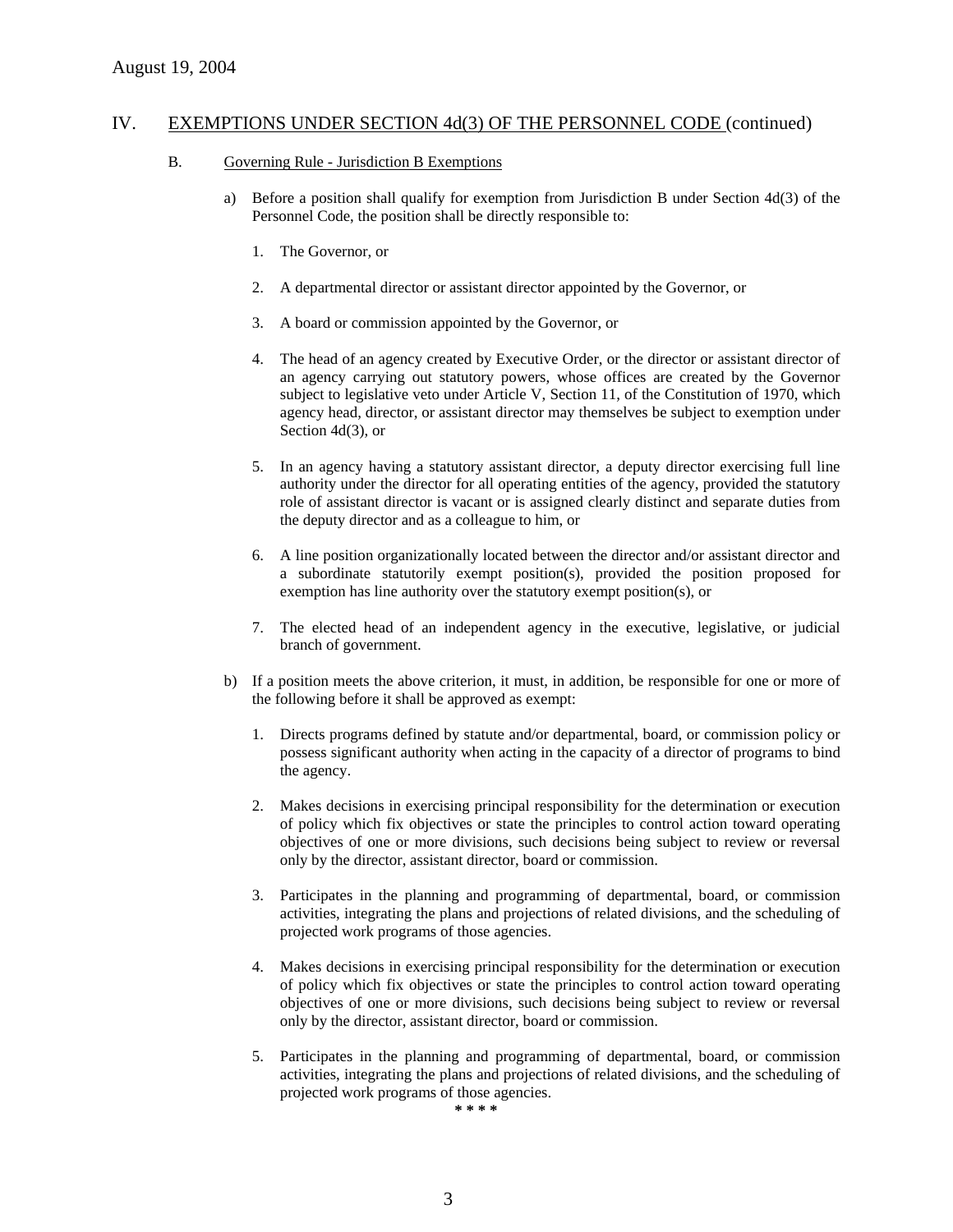August 19, 2004

## IV. EXEMPTIONS UNDER SECTION 4d(3) OF THE PERSONNEL CODE (continued)

### B. Governing Rule - Jurisdiction B Exemptions

a) Before a position shall qualify for exemption from Jurisdiction B under Section 4d(3) of the Personnel Code, the position shall be directly responsible to:

1. The Governor, or

2. A departmental director or assistant director appointed by the Governor, or

3. A board or commission appointed by the Governor, or

4. The head of an agency created by Executive Order, or the director or assistant director of an agency carrying out statutory powers, whose offices are created by the Governor subject to legislative veto under Article V, Section 11, of the Constitution of 1970, which agency head, director, or assistant director may themselves be subject to exemption under Section 4d(3), or

5. In an agency having a statutory assistant director, a deputy director exercising full line authority under the director for all operating entities of the agency, provided the statutory role of assistant director is vacant or is assigned clearly distinct and separate duties from the deputy director and as a colleague to him, or

6. A line position organizationally located between the director and/or assistant director and a subordinate statutorily exempt position(s), provided the position proposed for exemption has line authority over the statutory exempt position(s), or

7. The elected head of an independent agency in the executive, legislative, or judicial branch of government.

b) If a position meets the above criterion, it must, in addition, be responsible for one or more of the following before it shall be approved as exempt:

1. Directs programs defined by statute and/or departmental, board, or commission policy or possess significant authority when acting in the capacity of a director of programs to bind the agency.

2. Makes decisions in exercising principal responsibility for the determination or execution of policy which fix objectives or state the principles to control action toward operating objectives of one or more divisions, such decisions being subject to review or reversal only by the director, assistant director, board or commission.

3. Participates in the planning and programming of departmental, board, or commission activities, integrating the plans and projections of related divisions, and the scheduling of projected work programs of those agencies.

4. Makes decisions in exercising principal responsibility for the determination or execution of policy which fix objectives or state the principles to control action toward operating objectives of one or more divisions, such decisions being subject to review or reversal only by the director, assistant director, board or commission.

5. Participates in the planning and programming of departmental, board, or commission activities, integrating the plans and projections of related divisions, and the scheduling of projected work programs of those agencies.

\* \* \* \*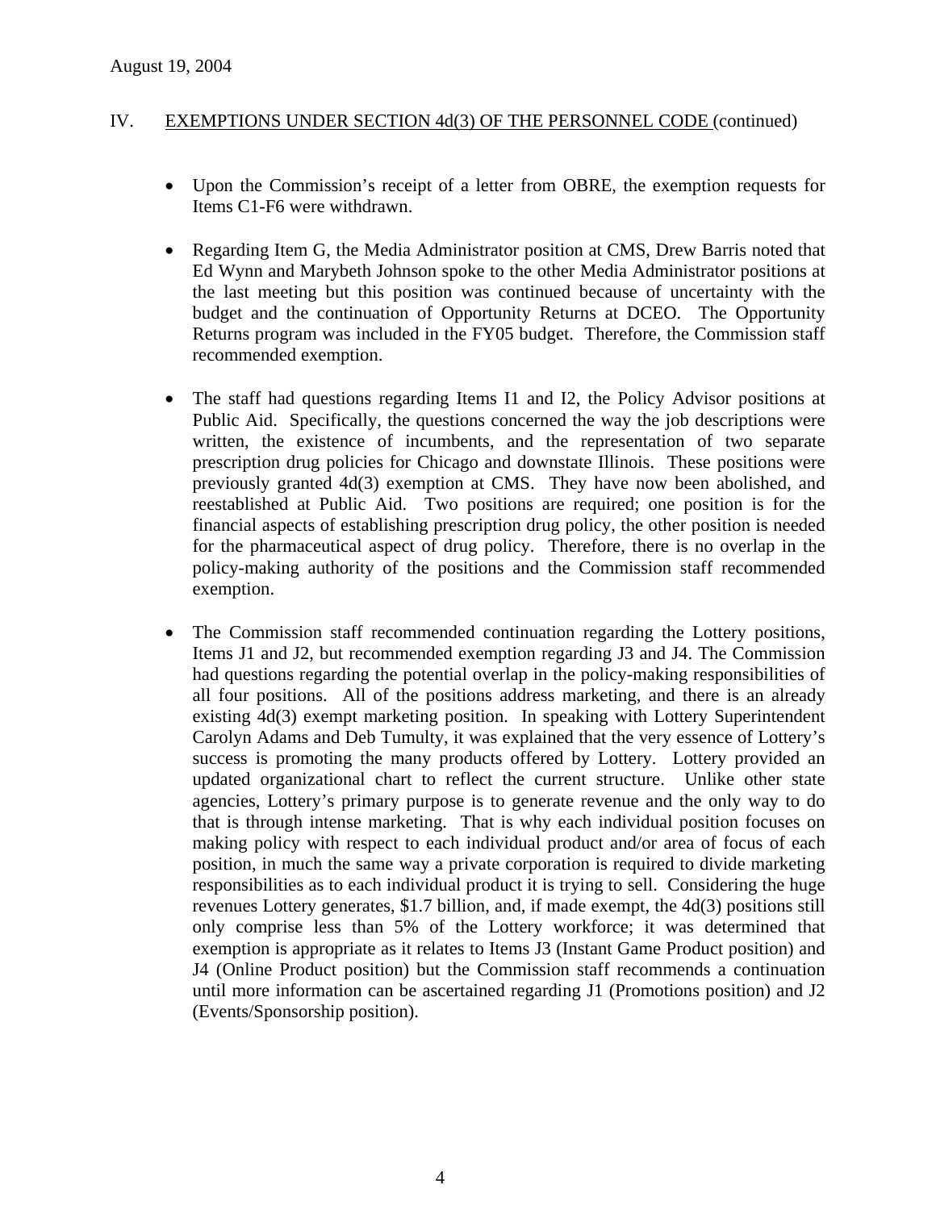August 19, 2004

## IV. EXEMPTIONS UNDER SECTION 4d(3) OF THE PERSONNEL CODE (continued)

- Upon the Commission's receipt of a letter from OBRE, the exemption requests for Items C1-F6 were withdrawn.

- Regarding Item G, the Media Administrator position at CMS, Drew Barris noted that Ed Wynn and Marybeth Johnson spoke to the other Media Administrator positions at the last meeting but this position was continued because of uncertainty with the budget and the continuation of Opportunity Returns at DCEO. The Opportunity Returns program was included in the FY05 budget. Therefore, the Commission staff recommended exemption.

- The staff had questions regarding Items I1 and I2, the Policy Advisor positions at Public Aid. Specifically, the questions concerned the way the job descriptions were written, the existence of incumbents, and the representation of two separate prescription drug policies for Chicago and downstate Illinois. These positions were previously granted 4d(3) exemption at CMS. They have now been abolished, and reestablished at Public Aid. Two positions are required; one position is for the financial aspects of establishing prescription drug policy, the other position is needed for the pharmaceutical aspect of drug policy. Therefore, there is no overlap in the policy-making authority of the positions and the Commission staff recommended exemption.

- The Commission staff recommended continuation regarding the Lottery positions, Items J1 and J2, but recommended exemption regarding J3 and J4. The Commission had questions regarding the potential overlap in the policy-making responsibilities of all four positions. All of the positions address marketing, and there is an already existing 4d(3) exempt marketing position. In speaking with Lottery Superintendent Carolyn Adams and Deb Tumulty, it was explained that the very essence of Lottery's success is promoting the many products offered by Lottery. Lottery provided an updated organizational chart to reflect the current structure. Unlike other state agencies, Lottery's primary purpose is to generate revenue and the only way to do that is through intense marketing. That is why each individual position focuses on making policy with respect to each individual product and/or area of focus of each position, in much the same way a private corporation is required to divide marketing responsibilities as to each individual product it is trying to sell. Considering the huge revenues Lottery generates, $1.7 billion, and, if made exempt, the 4d(3) positions still only comprise less than 5% of the Lottery workforce; it was determined that exemption is appropriate as it relates to Items J3 (Instant Game Product position) and J4 (Online Product position) but the Commission staff recommends a continuation until more information can be ascertained regarding J1 (Promotions position) and J2 (Events/Sponsorship position).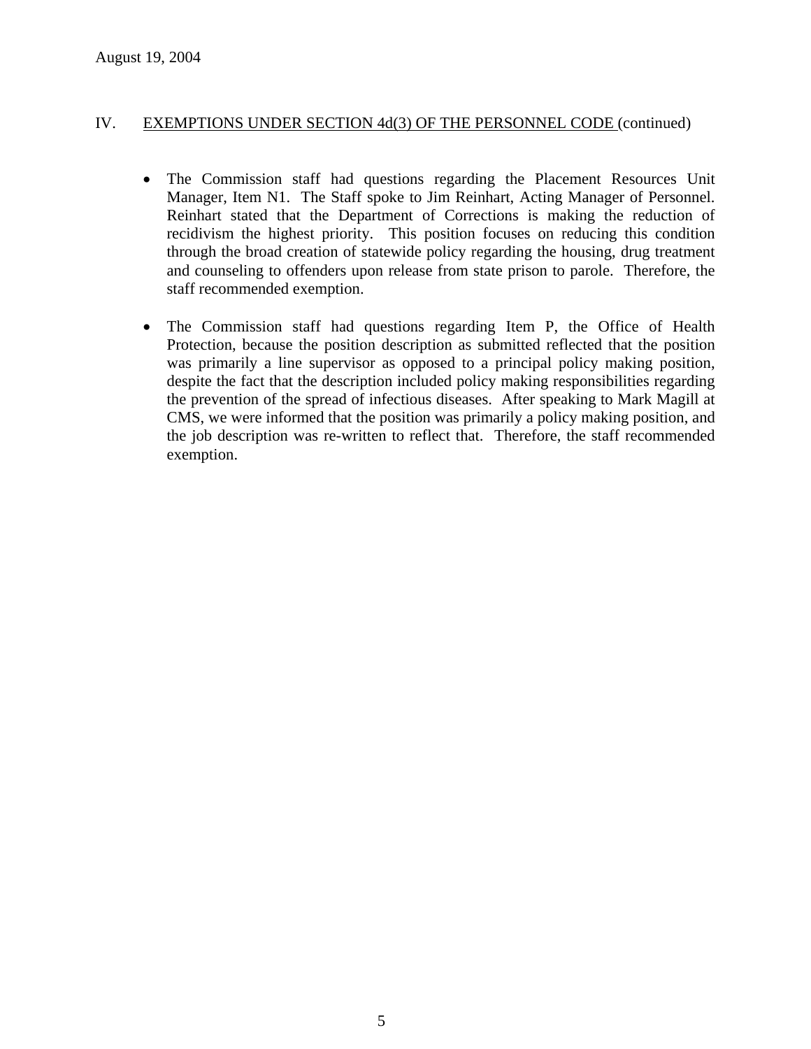August 19, 2004

## IV. EXEMPTIONS UNDER SECTION 4d(3) OF THE PERSONNEL CODE (continued)

- The Commission staff had questions regarding the Placement Resources Unit Manager, Item N1. The Staff spoke to Jim Reinhart, Acting Manager of Personnel. Reinhart stated that the Department of Corrections is making the reduction of recidivism the highest priority. This position focuses on reducing this condition through the broad creation of statewide policy regarding the housing, drug treatment and counseling to offenders upon release from state prison to parole. Therefore, the staff recommended exemption.

- The Commission staff had questions regarding Item P, the Office of Health Protection, because the position description as submitted reflected that the position was primarily a line supervisor as opposed to a principal policy making position, despite the fact that the description included policy making responsibilities regarding the prevention of the spread of infectious diseases. After speaking to Mark Magill at CMS, we were informed that the position was primarily a policy making position, and the job description was re-written to reflect that. Therefore, the staff recommended exemption.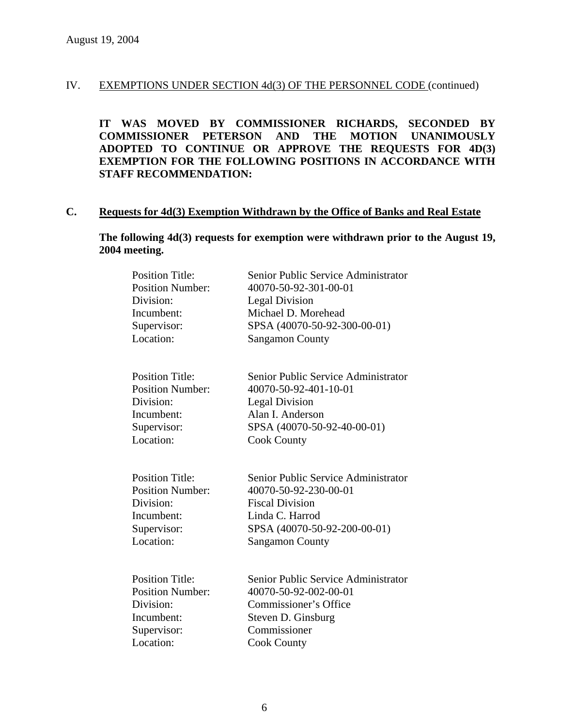August 19, 2004

IV. EXEMPTIONS UNDER SECTION 4d(3) OF THE PERSONNEL CODE (continued)

**IT WAS MOVED BY COMMISSIONER RICHARDS, SECONDED BY COMMISSIONER PETERSON AND THE MOTION UNANIMOUSLY ADOPTED TO CONTINUE OR APPROVE THE REQUESTS FOR 4D(3) EXEMPTION FOR THE FOLLOWING POSITIONS IN ACCORDANCE WITH STAFF RECOMMENDATION:**

**C. Requests for 4d(3) Exemption Withdrawn by the Office of Banks and Real Estate**

**The following 4d(3) requests for exemption were withdrawn prior to the August 19, 2004 meeting.**

| | |
|---|---|
| Position Title: | Senior Public Service Administrator |
| Position Number: | 40070-50-92-301-00-01 |
| Division: | Legal Division |
| Incumbent: | Michael D. Morehead |
| Supervisor: | SPSA (40070-50-92-300-00-01) |
| Location: | Sangamon County |

| | |
|---|---|
| Position Title: | Senior Public Service Administrator |
| Position Number: | 40070-50-92-401-10-01 |
| Division: | Legal Division |
| Incumbent: | Alan I. Anderson |
| Supervisor: | SPSA (40070-50-92-40-00-01) |
| Location: | Cook County |

| | |
|---|---|
| Position Title: | Senior Public Service Administrator |
| Position Number: | 40070-50-92-230-00-01 |
| Division: | Fiscal Division |
| Incumbent: | Linda C. Harrod |
| Supervisor: | SPSA (40070-50-92-200-00-01) |
| Location: | Sangamon County |

| | |
|---|---|
| Position Title: | Senior Public Service Administrator |
| Position Number: | 40070-50-92-002-00-01 |
| Division: | Commissioner's Office |
| Incumbent: | Steven D. Ginsburg |
| Supervisor: | Commissioner |
| Location: | Cook County |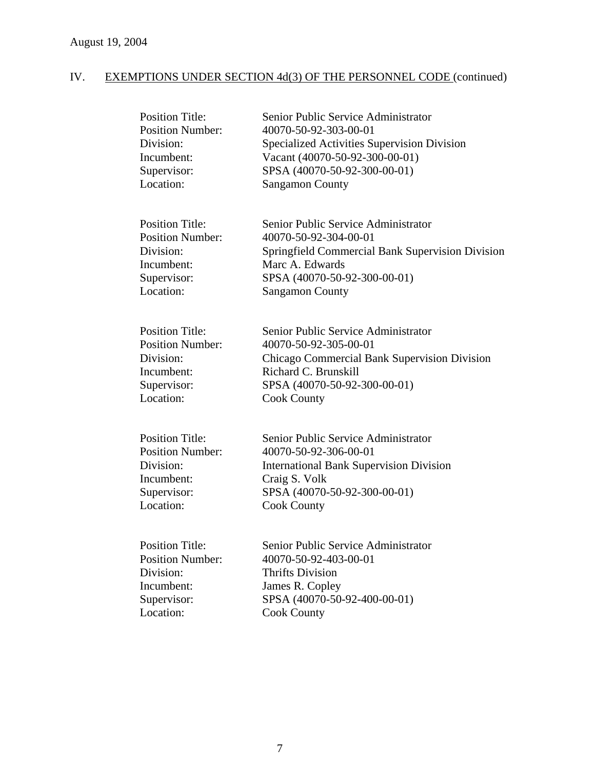August 19, 2004

## IV. EXEMPTIONS UNDER SECTION 4d(3) OF THE PERSONNEL CODE (continued)

Position Title: Senior Public Service Administrator
Position Number: 40070-50-92-303-00-01
Division: Specialized Activities Supervision Division
Incumbent: Vacant (40070-50-92-300-00-01)
Supervisor: SPSA (40070-50-92-300-00-01)
Location: Sangamon County

Position Title: Senior Public Service Administrator
Position Number: 40070-50-92-304-00-01
Division: Springfield Commercial Bank Supervision Division
Incumbent: Marc A. Edwards
Supervisor: SPSA (40070-50-92-300-00-01)
Location: Sangamon County

Position Title: Senior Public Service Administrator
Position Number: 40070-50-92-305-00-01
Division: Chicago Commercial Bank Supervision Division
Incumbent: Richard C. Brunskill
Supervisor: SPSA (40070-50-92-300-00-01)
Location: Cook County

Position Title: Senior Public Service Administrator
Position Number: 40070-50-92-306-00-01
Division: International Bank Supervision Division
Incumbent: Craig S. Volk
Supervisor: SPSA (40070-50-92-300-00-01)
Location: Cook County

Position Title: Senior Public Service Administrator
Position Number: 40070-50-92-403-00-01
Division: Thrifts Division
Incumbent: James R. Copley
Supervisor: SPSA (40070-50-92-400-00-01)
Location: Cook County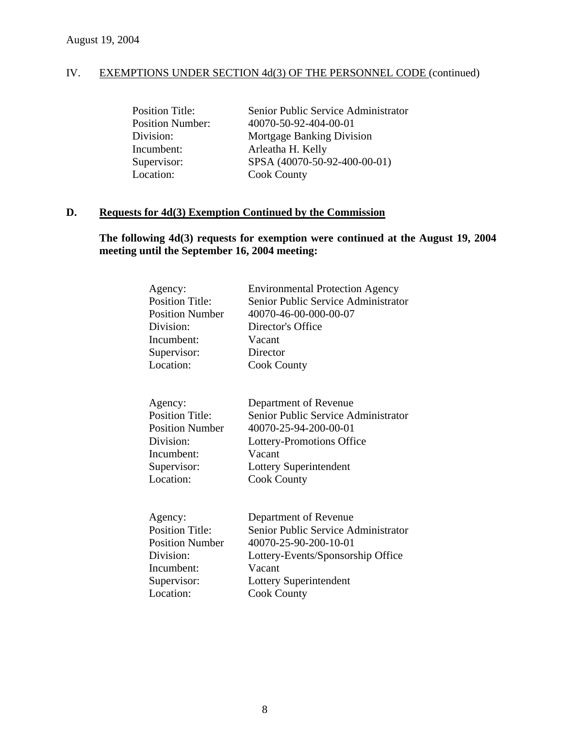## IV. EXEMPTIONS UNDER SECTION 4d(3) OF THE PERSONNEL CODE (continued)

Position Title: Senior Public Service Administrator
Position Number: 40070-50-92-404-00-01
Division: Mortgage Banking Division
Incumbent: Arleatha H. Kelly
Supervisor: SPSA (40070-50-92-400-00-01)
Location: Cook County

### D. Requests for 4d(3) Exemption Continued by the Commission

**The following 4d(3) requests for exemption were continued at the August 19, 2004 meeting until the September 16, 2004 meeting:**

Agency: Environmental Protection Agency
Position Title: Senior Public Service Administrator
Position Number 40070-46-00-000-00-07
Division: Director's Office
Incumbent: Vacant
Supervisor: Director
Location: Cook County

Agency: Department of Revenue
Position Title: Senior Public Service Administrator
Position Number 40070-25-94-200-00-01
Division: Lottery-Promotions Office
Incumbent: Vacant
Supervisor: Lottery Superintendent
Location: Cook County

Agency: Department of Revenue
Position Title: Senior Public Service Administrator
Position Number 40070-25-90-200-10-01
Division: Lottery-Events/Sponsorship Office
Incumbent: Vacant
Supervisor: Lottery Superintendent
Location: Cook County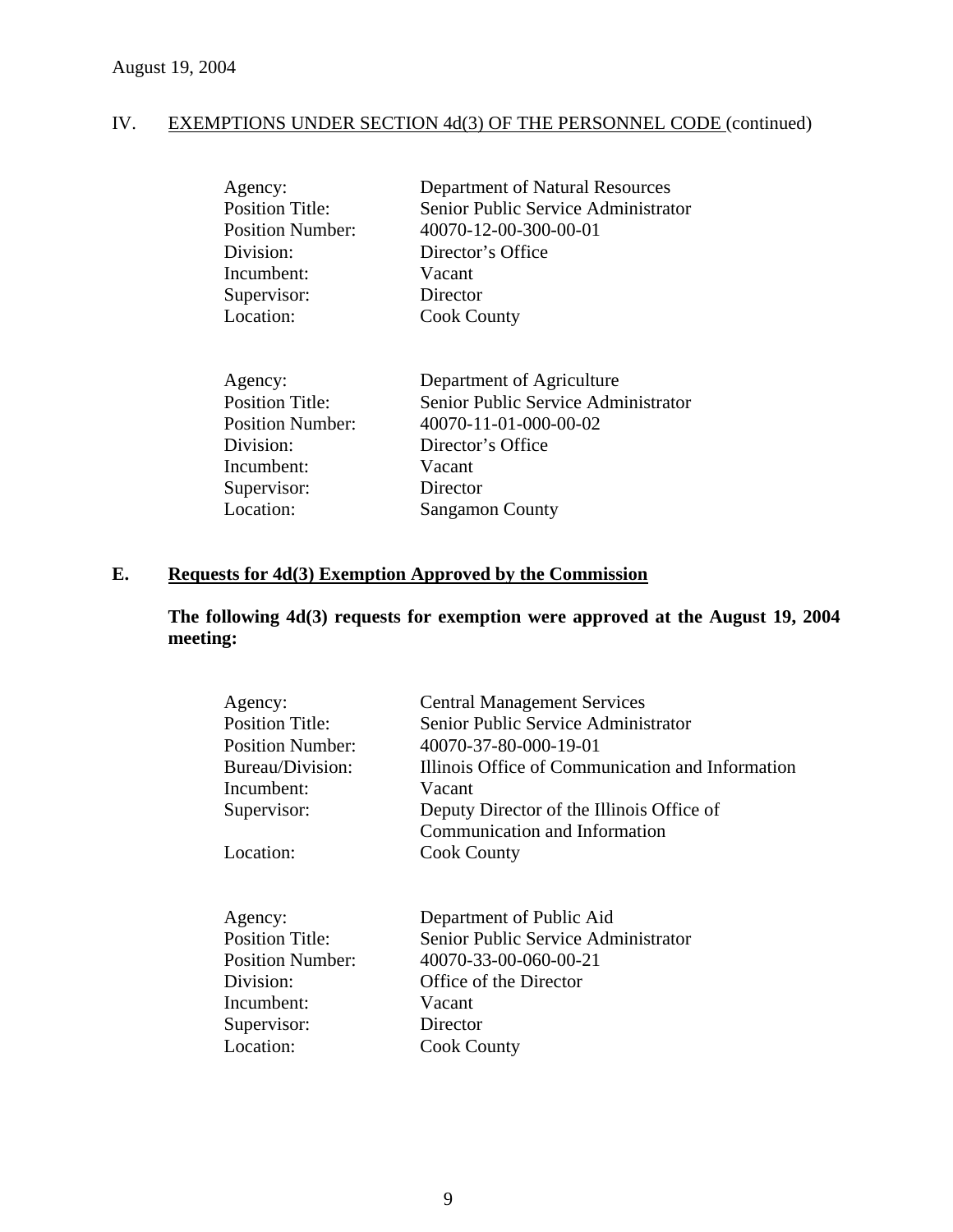August 19, 2004

IV. EXEMPTIONS UNDER SECTION 4d(3) OF THE PERSONNEL CODE (continued)

| | |
|---|---|
| Agency: | Department of Natural Resources |
| Position Title: | Senior Public Service Administrator |
| Position Number: | 40070-12-00-300-00-01 |
| Division: | Director's Office |
| Incumbent: | Vacant |
| Supervisor: | Director |
| Location: | Cook County |

| | |
|---|---|
| Agency: | Department of Agriculture |
| Position Title: | Senior Public Service Administrator |
| Position Number: | 40070-11-01-000-00-02 |
| Division: | Director's Office |
| Incumbent: | Vacant |
| Supervisor: | Director |
| Location: | Sangamon County |

## E. Requests for 4d(3) Exemption Approved by the Commission

**The following 4d(3) requests for exemption were approved at the August 19, 2004 meeting:**

| | |
|---|---|
| Agency: | Central Management Services |
| Position Title: | Senior Public Service Administrator |
| Position Number: | 40070-37-80-000-19-01 |
| Bureau/Division: | Illinois Office of Communication and Information |
| Incumbent: | Vacant |
| Supervisor: | Deputy Director of the Illinois Office of Communication and Information |
| Location: | Cook County |

| | |
|---|---|
| Agency: | Department of Public Aid |
| Position Title: | Senior Public Service Administrator |
| Position Number: | 40070-33-00-060-00-21 |
| Division: | Office of the Director |
| Incumbent: | Vacant |
| Supervisor: | Director |
| Location: | Cook County |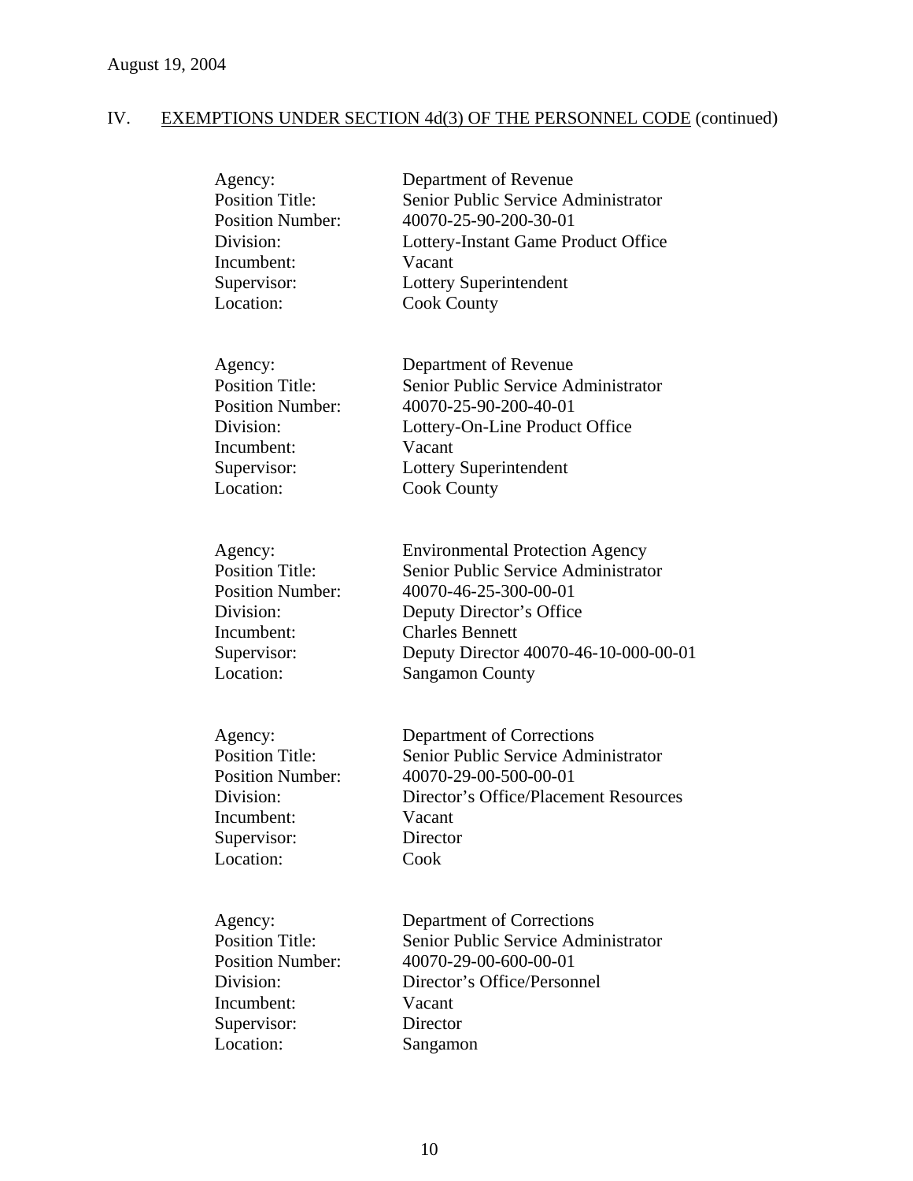August 19, 2004

## IV. <u>EXEMPTIONS UNDER SECTION 4d(3) OF THE PERSONNEL CODE</u> (continued)

Agency: Department of Revenue
Position Title: Senior Public Service Administrator
Position Number: 40070-25-90-200-30-01
Division: Lottery-Instant Game Product Office
Incumbent: Vacant
Supervisor: Lottery Superintendent
Location: Cook County

Agency: Department of Revenue
Position Title: Senior Public Service Administrator
Position Number: 40070-25-90-200-40-01
Division: Lottery-On-Line Product Office
Incumbent: Vacant
Supervisor: Lottery Superintendent
Location: Cook County

Agency: Environmental Protection Agency
Position Title: Senior Public Service Administrator
Position Number: 40070-46-25-300-00-01
Division: Deputy Director's Office
Incumbent: Charles Bennett
Supervisor: Deputy Director 40070-46-10-000-00-01
Location: Sangamon County

Agency: Department of Corrections
Position Title: Senior Public Service Administrator
Position Number: 40070-29-00-500-00-01
Division: Director's Office/Placement Resources
Incumbent: Vacant
Supervisor: Director
Location: Cook

Agency: Department of Corrections
Position Title: Senior Public Service Administrator
Position Number: 40070-29-00-600-00-01
Division: Director's Office/Personnel
Incumbent: Vacant
Supervisor: Director
Location: Sangamon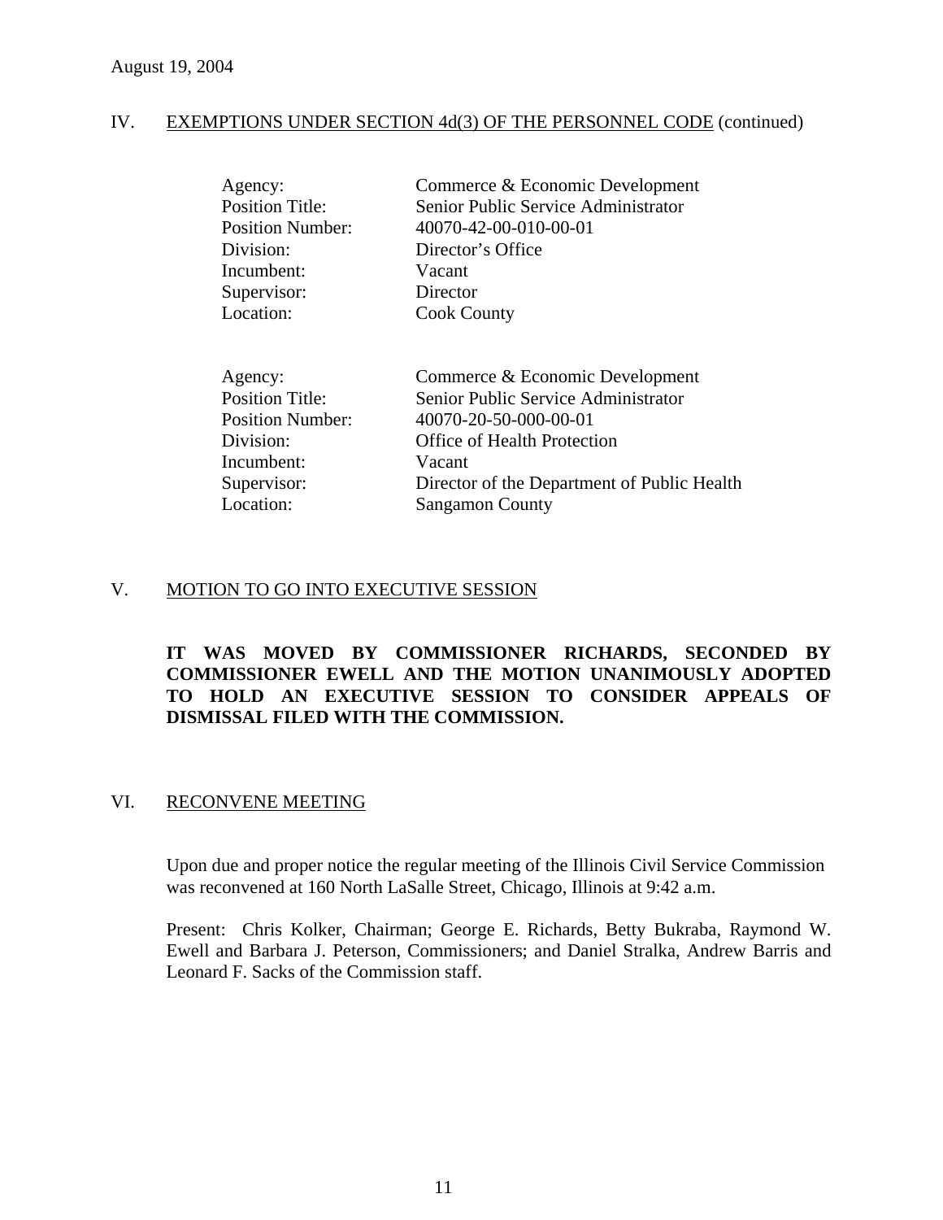August 19, 2004

## IV. EXEMPTIONS UNDER SECTION 4d(3) OF THE PERSONNEL CODE (continued)

| | |
|---|---|
| Agency: | Commerce & Economic Development |
| Position Title: | Senior Public Service Administrator |
| Position Number: | 40070-42-00-010-00-01 |
| Division: | Director's Office |
| Incumbent: | Vacant |
| Supervisor: | Director |
| Location: | Cook County |

| | |
|---|---|
| Agency: | Commerce & Economic Development |
| Position Title: | Senior Public Service Administrator |
| Position Number: | 40070-20-50-000-00-01 |
| Division: | Office of Health Protection |
| Incumbent: | Vacant |
| Supervisor: | Director of the Department of Public Health |
| Location: | Sangamon County |

## V. MOTION TO GO INTO EXECUTIVE SESSION

**IT WAS MOVED BY COMMISSIONER RICHARDS, SECONDED BY COMMISSIONER EWELL AND THE MOTION UNANIMOUSLY ADOPTED TO HOLD AN EXECUTIVE SESSION TO CONSIDER APPEALS OF DISMISSAL FILED WITH THE COMMISSION.**

## VI. RECONVENE MEETING

Upon due and proper notice the regular meeting of the Illinois Civil Service Commission was reconvened at 160 North LaSalle Street, Chicago, Illinois at 9:42 a.m.

Present: Chris Kolker, Chairman; George E. Richards, Betty Bukraba, Raymond W. Ewell and Barbara J. Peterson, Commissioners; and Daniel Stralka, Andrew Barris and Leonard F. Sacks of the Commission staff.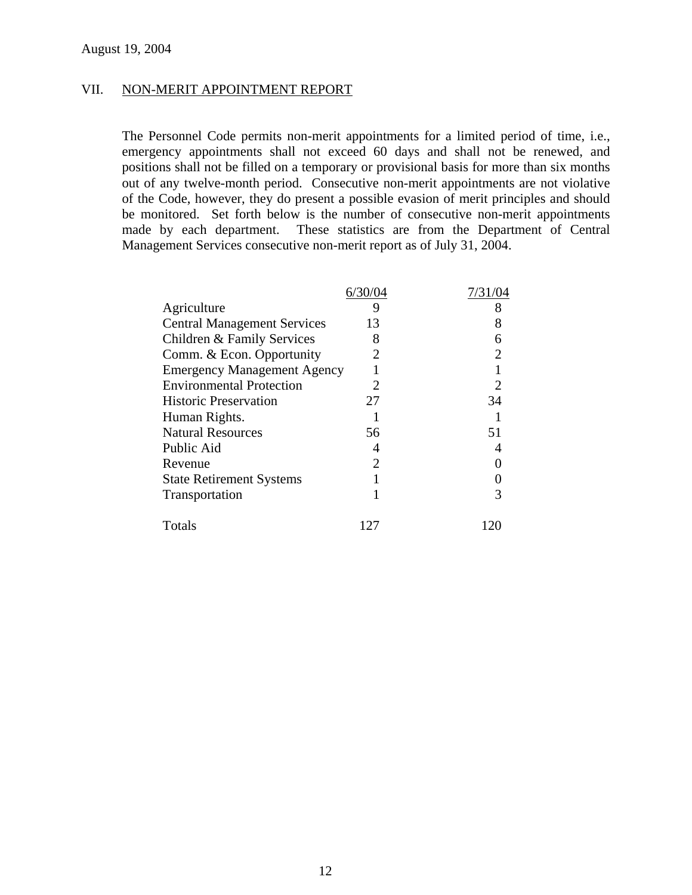August 19, 2004

## VII. NON-MERIT APPOINTMENT REPORT

The Personnel Code permits non-merit appointments for a limited period of time, i.e., emergency appointments shall not exceed 60 days and shall not be renewed, and positions shall not be filled on a temporary or provisional basis for more than six months out of any twelve-month period. Consecutive non-merit appointments are not violative of the Code, however, they do present a possible evasion of merit principles and should be monitored. Set forth below is the number of consecutive non-merit appointments made by each department. These statistics are from the Department of Central Management Services consecutive non-merit report as of July 31, 2004.

| | 6/30/04 | 7/31/04 |
|---|---|---|
| Agriculture | 9 | 8 |
| Central Management Services | 13 | 8 |
| Children & Family Services | 8 | 6 |
| Comm. & Econ. Opportunity | 2 | 2 |
| Emergency Management Agency | 1 | 1 |
| Environmental Protection | 2 | 2 |
| Historic Preservation | 27 | 34 |
| Human Rights. | 1 | 1 |
| Natural Resources | 56 | 51 |
| Public Aid | 4 | 4 |
| Revenue | 2 | 0 |
| State Retirement Systems | 1 | 0 |
| Transportation | 1 | 3 |
| Totals | 127 | 120 |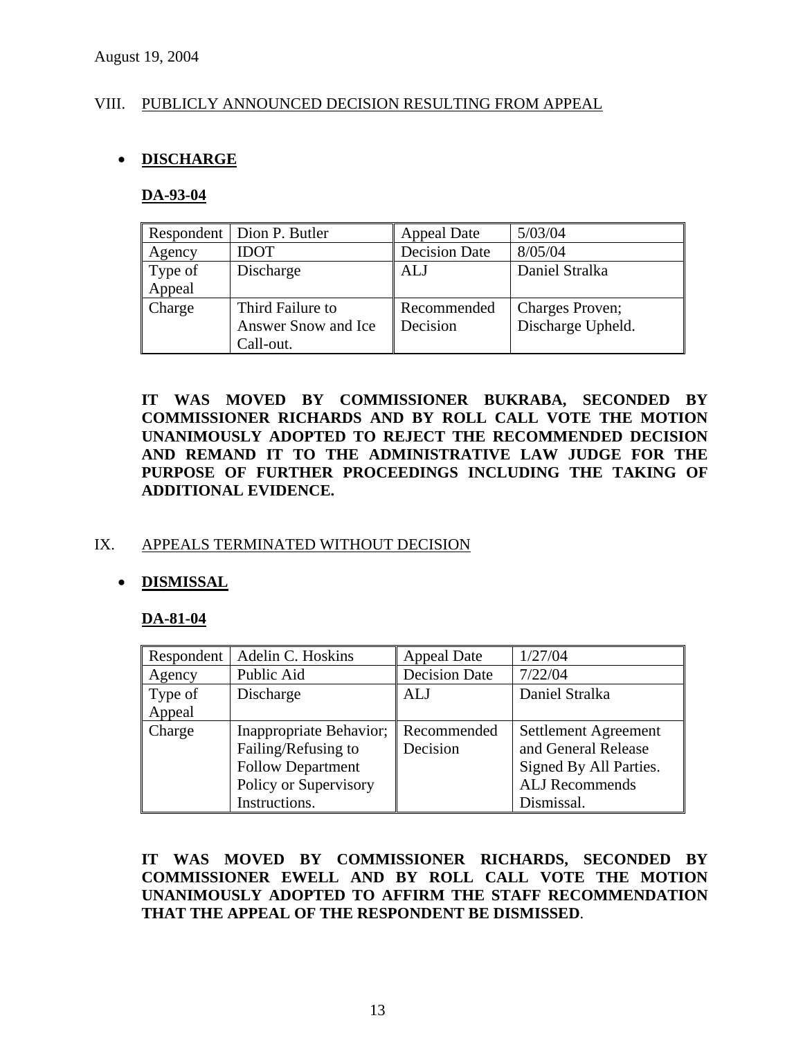August 19, 2004

## VIII. PUBLICLY ANNOUNCED DECISION RESULTING FROM APPEAL

- **DISCHARGE**

**DA-93-04**

| Respondent | Dion P. Butler | Appeal Date | 5/03/04 |
|---|---|---|---|
| Agency | IDOT | Decision Date | 8/05/04 |
| Type of Appeal | Discharge | ALJ | Daniel Stralka |
| Charge | Third Failure to Answer Snow and Ice Call-out. | Recommended Decision | Charges Proven; Discharge Upheld. |

**IT WAS MOVED BY COMMISSIONER BUKRABA, SECONDED BY COMMISSIONER RICHARDS AND BY ROLL CALL VOTE THE MOTION UNANIMOUSLY ADOPTED TO REJECT THE RECOMMENDED DECISION AND REMAND IT TO THE ADMINISTRATIVE LAW JUDGE FOR THE PURPOSE OF FURTHER PROCEEDINGS INCLUDING THE TAKING OF ADDITIONAL EVIDENCE.**

## IX. APPEALS TERMINATED WITHOUT DECISION

- **DISMISSAL**

**DA-81-04**

| Respondent | Adelin C. Hoskins | Appeal Date | 1/27/04 |
|---|---|---|---|
| Agency | Public Aid | Decision Date | 7/22/04 |
| Type of Appeal | Discharge | ALJ | Daniel Stralka |
| Charge | Inappropriate Behavior; Failing/Refusing to Follow Department Policy or Supervisory Instructions. | Recommended Decision | Settlement Agreement and General Release Signed By All Parties. ALJ Recommends Dismissal. |

**IT WAS MOVED BY COMMISSIONER RICHARDS, SECONDED BY COMMISSIONER EWELL AND BY ROLL CALL VOTE THE MOTION UNANIMOUSLY ADOPTED TO AFFIRM THE STAFF RECOMMENDATION THAT THE APPEAL OF THE RESPONDENT BE DISMISSED**.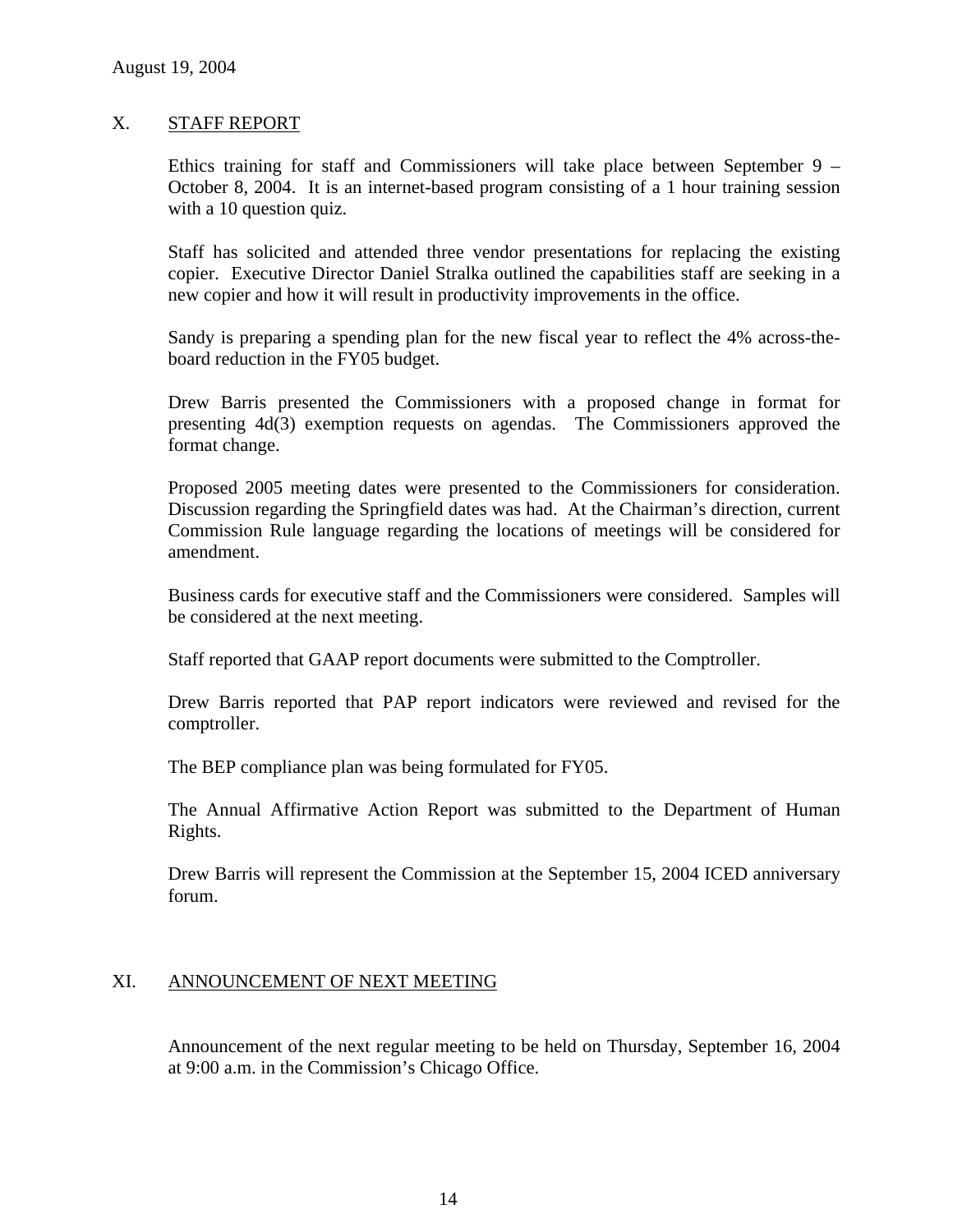August 19, 2004

## X. STAFF REPORT

Ethics training for staff and Commissioners will take place between September 9 – October 8, 2004. It is an internet-based program consisting of a 1 hour training session with a 10 question quiz.

Staff has solicited and attended three vendor presentations for replacing the existing copier. Executive Director Daniel Stralka outlined the capabilities staff are seeking in a new copier and how it will result in productivity improvements in the office.

Sandy is preparing a spending plan for the new fiscal year to reflect the 4% across-the-board reduction in the FY05 budget.

Drew Barris presented the Commissioners with a proposed change in format for presenting 4d(3) exemption requests on agendas. The Commissioners approved the format change.

Proposed 2005 meeting dates were presented to the Commissioners for consideration. Discussion regarding the Springfield dates was had. At the Chairman's direction, current Commission Rule language regarding the locations of meetings will be considered for amendment.

Business cards for executive staff and the Commissioners were considered. Samples will be considered at the next meeting.

Staff reported that GAAP report documents were submitted to the Comptroller.

Drew Barris reported that PAP report indicators were reviewed and revised for the comptroller.

The BEP compliance plan was being formulated for FY05.

The Annual Affirmative Action Report was submitted to the Department of Human Rights.

Drew Barris will represent the Commission at the September 15, 2004 ICED anniversary forum.

## XI. ANNOUNCEMENT OF NEXT MEETING

Announcement of the next regular meeting to be held on Thursday, September 16, 2004 at 9:00 a.m. in the Commission's Chicago Office.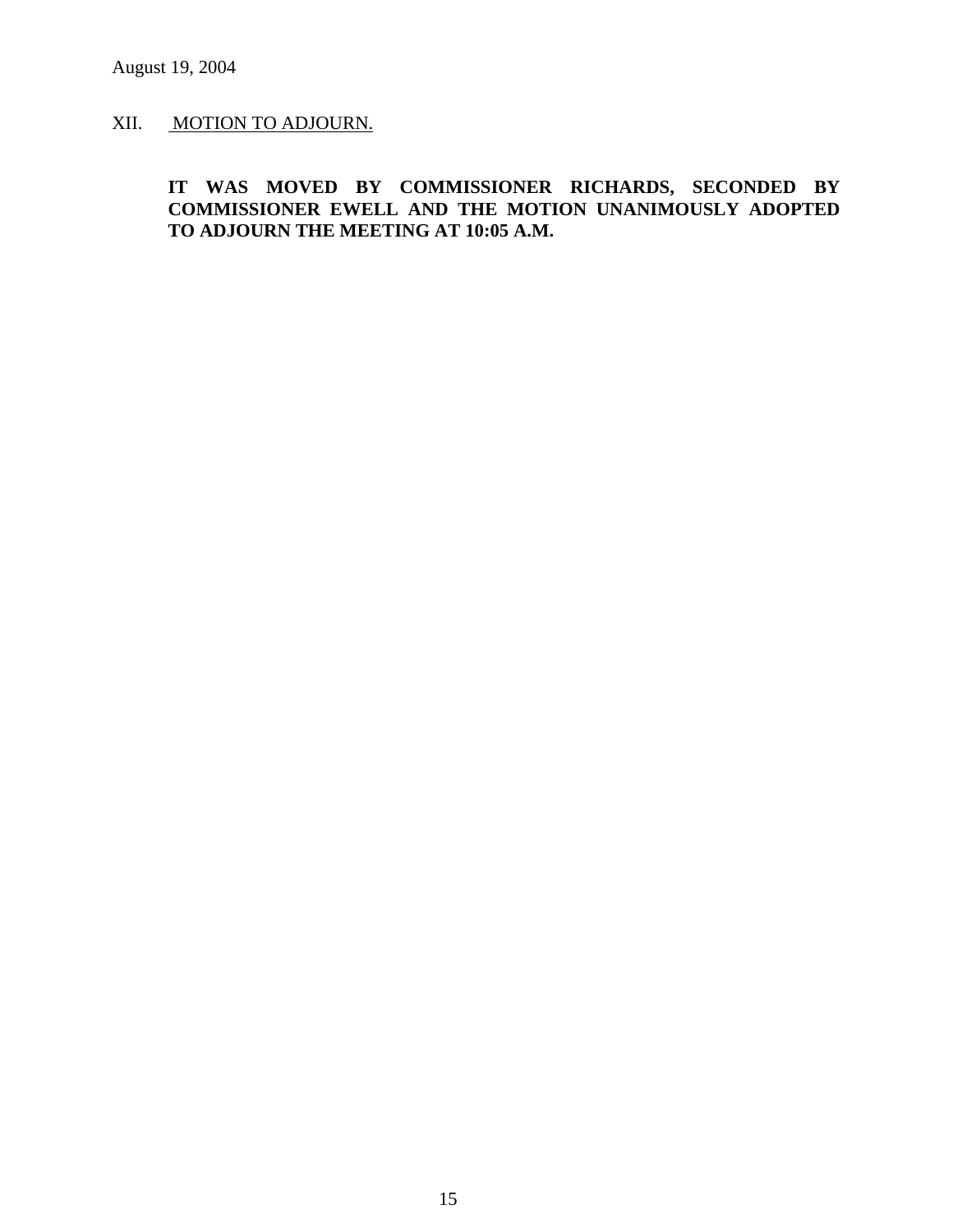XII. MOTION TO ADJOURN.

**IT WAS MOVED BY COMMISSIONER RICHARDS, SECONDED BY COMMISSIONER EWELL AND THE MOTION UNANIMOUSLY ADOPTED TO ADJOURN THE MEETING AT 10:05 A.M.**